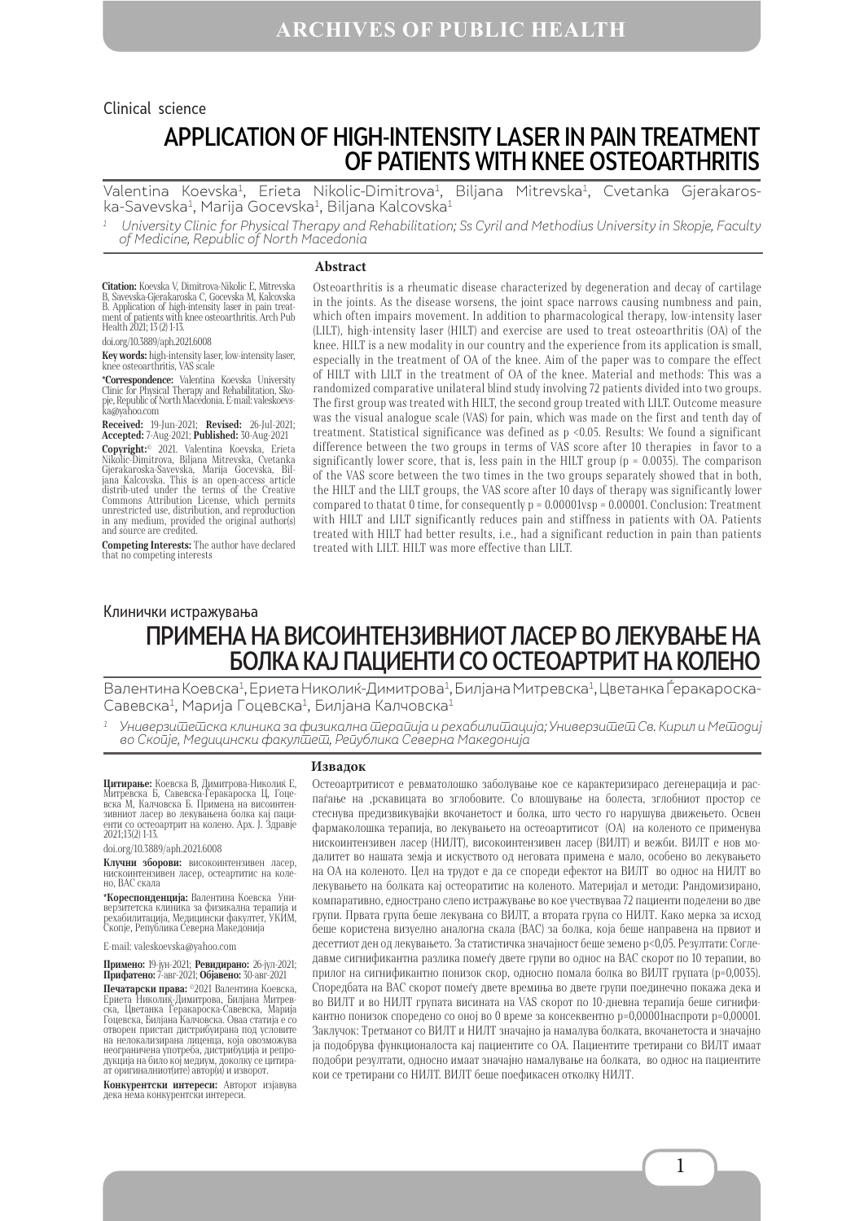Clinical science

# APPLICATION OF HIGH-INTENSITY LASER IN PAIN TREATMENT OF PATIENTS WITH KNEE OSTEOARTHRITIS

Valentina Koevska[1], Erieta Nikolic-Dimitrova[1], Biljana Mitrevska[1], Cvetanka Gjerakaroska-Savevska[1], Marija Gocevska[1], Biljana Kalcovska[1]

[1] *University Clinic for Physical Therapy and Rehabilitation; Ss Cyril and Methodius University in Skopje, Faculty of Medicine, Republic of North Macedonia*

**Citation:** Koevska V, Dimitrova-Nikolic E, Mitrevska B, Savevska-Gjerakaroska C, Gocevska M, Kalcovska B. Application of high-intensity laser in pain treatment of patients with knee osteoarthritis. Arch Pub Health 2021; 13 (2) 1-13.

doi.org/10.3889/aph.2021.6008

**Key words:** high-intensity laser, low-intensity laser, knee osteoarthritis, VAS scale

**\*Correspondence:** Valentina Koevska University Clinic for Physical Therapy and Rehabilitation, Skopje, Republic of North Macedonia. E-mail: valeskoevska@yahoo.com

**Received:** 19-Jun-2021; **Revised:** 26-Jul-2021; **Accepted:** 7-Aug-2021; **Published:** 30-Aug-2021

**Copyright:**© 2021. Valentina Koevska, Erieta Nikolic-Dimitrova, Biljana Mitrevska, Cvetanka Gjerakaroska-Savevska, Marija Gocevska, Biljana Kalcovska. This is an open-access article distrib-uted under the terms of the Creative Commons Attribution License, which permits unrestricted use, distribution, and reproduction in any medium, provided the original author(s) and source are credited.

**Competing Interests:** The author have declared that no competing interests

## Abstract

Osteoarthritis is a rheumatic disease characterized by degeneration and decay of cartilage in the joints. As the disease worsens, the joint space narrows causing numbness and pain, which often impairs movement. In addition to pharmacological therapy, low-intensity laser (LILT), high-intensity laser (HILT) and exercise are used to treat osteoarthritis (OA) of the knee. HILT is a new modality in our country and the experience from its application is small, especially in the treatment of OA of the knee. Aim of the paper was to compare the effect of HILT with LILT in the treatment of OA of the knee. Material and methods: This was a randomized comparative unilateral blind study involving 72 patients divided into two groups. The first group was treated with HILT, the second group treated with LILT. Outcome measure was the visual analogue scale (VAS) for pain, which was made on the first and tenth day of treatment. Statistical significance was defined as p <0.05. Results: We found a significant difference between the two groups in terms of VAS score after 10 therapies in favor to a significantly lower score, that is, less pain in the HILT group (p = 0.0035). The comparison of the VAS score between the two times in the two groups separately showed that in both, the HILT and the LILT groups, the VAS score after 10 days of therapy was significantly lower compared to thatat 0 time, for consequently p = 0.00001vsp = 0.00001. Conclusion: Treatment with HILT and LILT significantly reduces pain and stiffness in patients with OA. Patients treated with HILT had better results, i.e., had a significant reduction in pain than patients treated with LILT. HILT was more effective than LILT.

Клинички истражувања

# ПРИМЕНА НА ВИСОИНТЕНЗИВНИОТ ЛАСЕР ВО ЛЕКУВАЊЕ НА БОЛКА КАЈ ПАЦИЕНТИ СО ОСТЕОАРТРИТ НА КОЛЕНО

Валентина Коевска[1], Ериета Николиќ-Димитрова[1], Билјана Митревска[1], Цветанка Ѓеракароска-Савевска[1], Марија Гоцевска[1], Билјана Калчовска[1]

[1] *Универзитетска клиника за физикална терапија и рехабилитација; Универзитет Св. Кирил и Методиј во Скопје, Медицински факултет, Република Северна Македонија*

**Цитирање:** Коевска В, Димитрова-Николиќ Е, Митревска Б, Савевска-Ѓеракароска Ц, Гоцевска М, Калчовска Б. Примена на високоинтензивниот ласер во лекувањеа болка кај пациенти со остеоартрит на колено. Арх. Ј. Здравје 2021;13(2) 1-13.

doi.org/10.3889/aph.2021.6008

**Клучни зборови:** високоинтензивен ласер, нискоинтензивен ласер, остеартитис на колено, ВАС скала

**\*Кореспонденција:** Валентина Коевска Универзитетска клиника за физикална терапија и рехабилитација, Медицински факултет, УКИМ, Скопје, Република Северна Македонија

E-mail: valeskoevska@yahoo.com

**Примено:** 19-јун-2021; **Ревидирано:** 26-јул-2021; **Прифатено:** 7-авг-2021; **Објавено:** 30-авг-2021

**Печатарски права:** ©2021 Валентина Коевска, Ериета Николиќ-Димитрова, Билјана Митревска, Цветанка Ѓеракароска-Савевска, Марија Гоцевска, Билјана Калчовска. Оваа статија е со отворен пристап дистрибуирана под условите на нелокализирана лиценца, која овозможува неограничена употреба, дистрибуција и репродукција на било кој медиум, доколку се цитираат оригиналниот(ите) автор(и) и изворот.

**Конкурентски интереси:** Авторот изјавува дека нема конкурентски интереси.

## Извадок

Остеоартритисот е ревматолошко заболување кое се карактеризирасо дегенерација и распаѓање на ,рскавицата во зглобовите. Со влошување на болеста, зглобниот простор се стеснува предизвикувајќи вкочанетост и болка, што често го нарушува движењето. Освен фармаколошка терапија, во лекувањето на остеоартитисот (ОА) на коленото се применува нискоинтензивен ласер (НИЛТ), високоинтензивен ласер (ВИЛТ) и вежби. ВИЛТ е нов модалитет во нашата земја и искуството од неговата примена е мало, особено во лекувањето на ОА на коленото. Цел на трудот е да се спореди ефектот на ВИЛТ во однос на НИЛТ во лекувањето на болката кај остеоартитис на коленото. Материјал и методи: Рандомизирано, компаративно, еднострано слепо истражување во кое учествуваа 72 пациенти поделени во две групи. Првата група беше лекувана со ВИЛТ, а втората група со НИЛТ. Како мерка за исход беше користена визуелно аналогна скала (ВАС) за болка, која беше направена на првиот и десеттиот ден од лекувањето. За статистичка значајност беше земено p<0,05. Резултати: Согледавме сигнификантна разлика помеѓу двете групи во однос на ВАС скорот по 10 терапии, во прилог на сигнификантно понизок скор, односно помала болка во ВИЛТ групата (p=0,0035). Споредбата на ВАС скорот помеѓу двете времиња во двете групи поединечно покажа дека и во ВИЛТ и во НИЛТ групата висината на VAS скорот по 10-дневна терапија беше сигнификантно понизок споредено со оној во 0 време за консеквентно p=0,00001наспроти p=0,00001. Заклучок: Третманот со ВИЛТ и НИЛТ значајно ја намалува болката, вкочанетоста и значајно ја подобрува функционалоста кај пациентите со ОА. Пациентите третирани со ВИЛТ имаат подобри резултати, односно имаат значајно намалување на болката, во однос на пациентите кои се третирани со НИЛТ. ВИЛТ беше поефикасен отколку НИЛТ.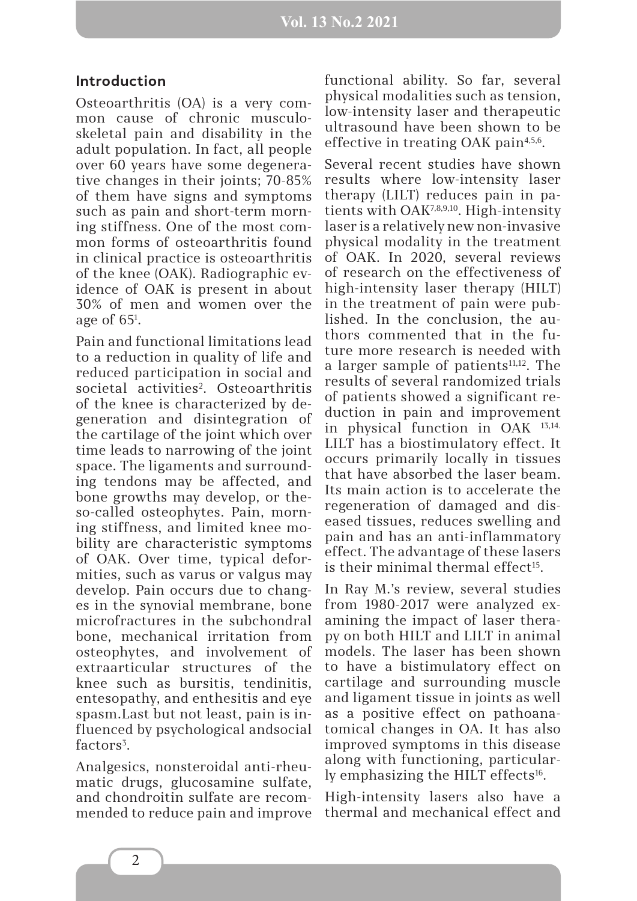## Introduction

Osteoarthritis (OA) is a very common cause of chronic musculoskeletal pain and disability in the adult population. In fact, all people over 60 years have some degenerative changes in their joints; 70-85% of them have signs and symptoms such as pain and short-term morning stiffness. One of the most common forms of osteoarthritis found in clinical practice is osteoarthritis of the knee (OAK). Radiographic evidence of OAK is present in about 30% of men and women over the age of 65[1].

Pain and functional limitations lead to a reduction in quality of life and reduced participation in social and societal activities[2]. Osteoarthritis of the knee is characterized by degeneration and disintegration of the cartilage of the joint which over time leads to narrowing of the joint space. The ligaments and surrounding tendons may be affected, and bone growths may develop, or the-so-called osteophytes. Pain, morning stiffness, and limited knee mobility are characteristic symptoms of OAK. Over time, typical deformities, such as varus or valgus may develop. Pain occurs due to changes in the synovial membrane, bone microfractures in the subchondral bone, mechanical irritation from osteophytes, and involvement of extraarticular structures of the knee such as bursitis, tendinitis, entesopathy, and enthesitis and eye spasm.Last but not least, pain is influenced by psychological andsocial factors[3].

Analgesics, nonsteroidal anti-rheumatic drugs, glucosamine sulfate, and chondroitin sulfate are recommended to reduce pain and improve functional ability. So far, several physical modalities such as tension, low-intensity laser and therapeutic ultrasound have been shown to be effective in treating OAK pain[4,5,6].

Several recent studies have shown results where low-intensity laser therapy (LILT) reduces pain in patients with OAK[7,8,9,10]. High-intensity laser is a relatively new non-invasive physical modality in the treatment of OAK. In 2020, several reviews of research on the effectiveness of high-intensity laser therapy (HILT) in the treatment of pain were published. In the conclusion, the authors commented that in the future more research is needed with a larger sample of patients[11,12]. The results of several randomized trials of patients showed a significant reduction in pain and improvement in physical function in OAK [13,14]. LILT has a biostimulatory effect. It occurs primarily locally in tissues that have absorbed the laser beam. Its main action is to accelerate the regeneration of damaged and diseased tissues, reduces swelling and pain and has an anti-inflammatory effect. The advantage of these lasers is their minimal thermal effect[15].

In Ray M.'s review, several studies from 1980-2017 were analyzed examining the impact of laser therapy on both HILT and LILT in animal models. The laser has been shown to have a bistimulatory effect on cartilage and surrounding muscle and ligament tissue in joints as well as a positive effect on pathoanatomical changes in OA. It has also improved symptoms in this disease along with functioning, particularly emphasizing the HILT effects[16].

High-intensity lasers also have a thermal and mechanical effect and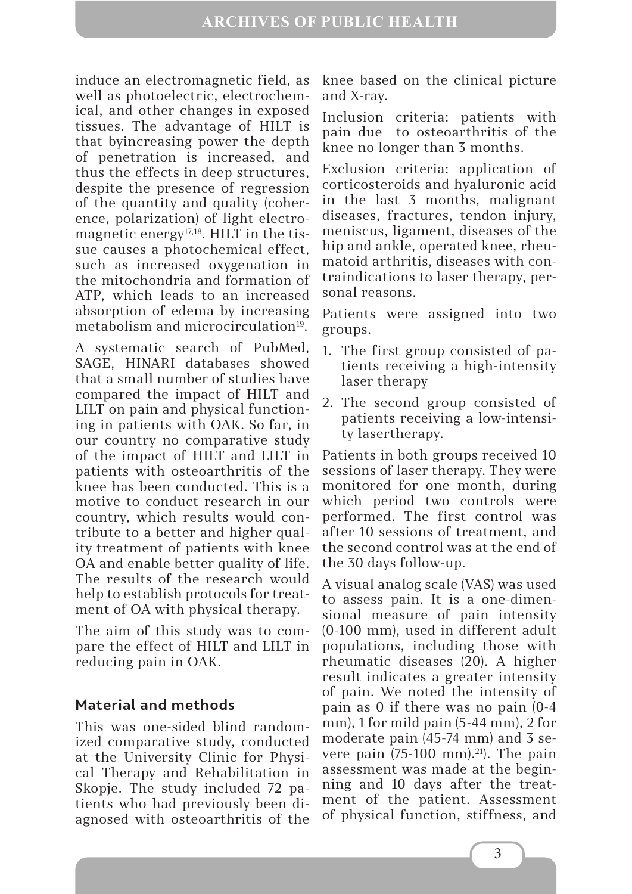induce an electromagnetic field, as well as photoelectric, electrochemical, and other changes in exposed tissues. The advantage of HILT is that byincreasing power the depth of penetration is increased, and thus the effects in deep structures, despite the presence of regression of the quantity and quality (coherence, polarization) of light electromagnetic energy[17,18]. HILT in the tissue causes a photochemical effect, such as increased oxygenation in the mitochondria and formation of ATP, which leads to an increased absorption of edema by increasing metabolism and microcirculation[19].

A systematic search of PubMed, SAGE, HINARI databases showed that a small number of studies have compared the impact of HILT and LILT on pain and physical functioning in patients with OAK. So far, in our country no comparative study of the impact of HILT and LILT in patients with osteoarthritis of the knee has been conducted. This is a motive to conduct research in our country, which results would contribute to a better and higher quality treatment of patients with knee OA and enable better quality of life. The results of the research would help to establish protocols for treatment of OA with physical therapy.

The aim of this study was to compare the effect of HILT and LILT in reducing pain in OAK.

## Material and methods

This was one-sided blind randomized comparative study, conducted at the University Clinic for Physical Therapy and Rehabilitation in Skopje. The study included 72 patients who had previously been diagnosed with osteoarthritis of the knee based on the clinical picture and X-ray.

Inclusion criteria: patients with pain due to osteoarthritis of the knee no longer than 3 months.

Exclusion criteria: application of corticosteroids and hyaluronic acid in the last 3 months, malignant diseases, fractures, tendon injury, meniscus, ligament, diseases of the hip and ankle, operated knee, rheumatoid arthritis, diseases with contraindications to laser therapy, personal reasons.

Patients were assigned into two groups.

1. The first group consisted of patients receiving a high-intensity laser therapy
2. The second group consisted of patients receiving a low-intensity lasertherapy.

Patients in both groups received 10 sessions of laser therapy. They were monitored for one month, during which period two controls were performed. The first control was after 10 sessions of treatment, and the second control was at the end of the 30 days follow-up.

A visual analog scale (VAS) was used to assess pain. It is a one-dimensional measure of pain intensity (0-100 mm), used in different adult populations, including those with rheumatic diseases (20). A higher result indicates a greater intensity of pain. We noted the intensity of pain as 0 if there was no pain (0-4 mm), 1 for mild pain (5-44 mm), 2 for moderate pain (45-74 mm) and 3 severe pain (75-100 mm).[21]). The pain assessment was made at the beginning and 10 days after the treatment of the patient. Assessment of physical function, stiffness, and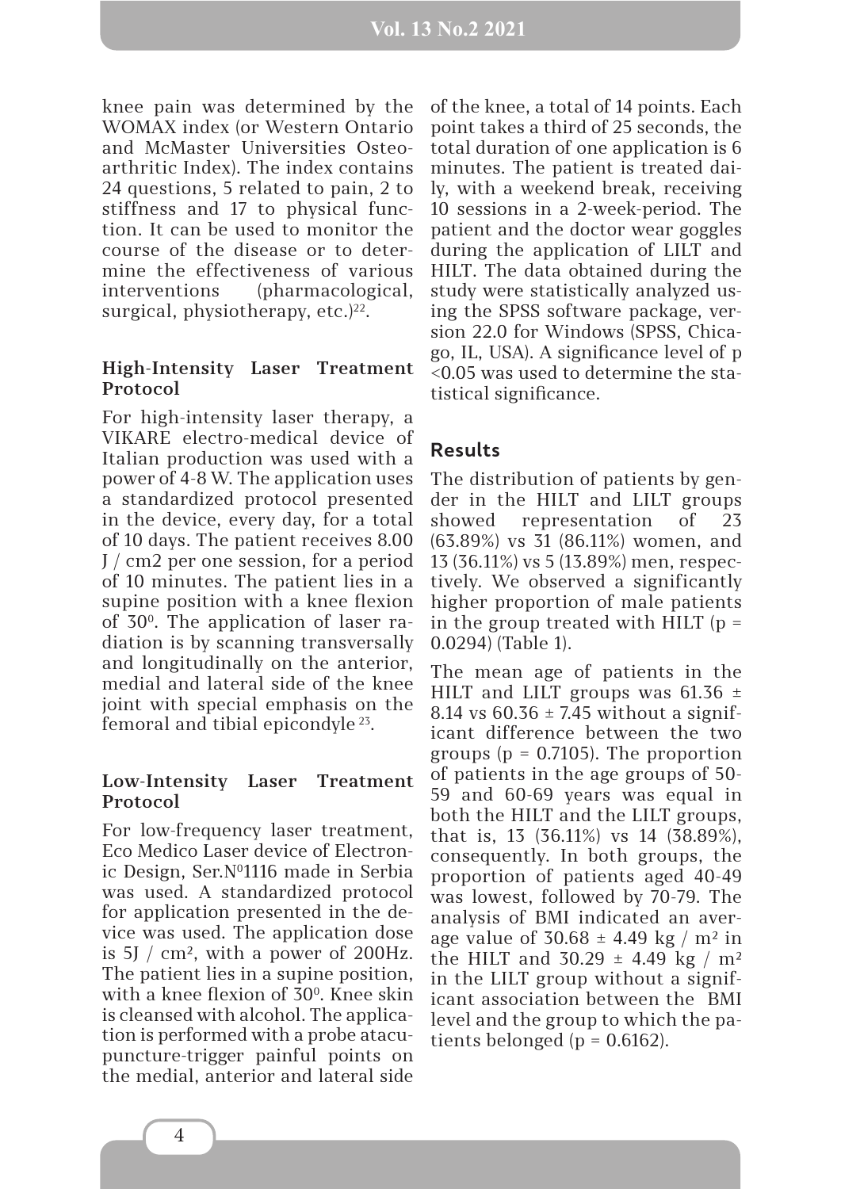knee pain was determined by the WOMAX index (or Western Ontario and McMaster Universities Osteoarthritic Index). The index contains 24 questions, 5 related to pain, 2 to stiffness and 17 to physical function. It can be used to monitor the course of the disease or to determine the effectiveness of various interventions (pharmacological, surgical, physiotherapy, etc.)[22].

### High-Intensity Laser Treatment Protocol

For high-intensity laser therapy, a VIKARE electro-medical device of Italian production was used with a power of 4-8 W. The application uses a standardized protocol presented in the device, every day, for a total of 10 days. The patient receives 8.00 J / cm2 per one session, for a period of 10 minutes. The patient lies in a supine position with a knee flexion of $30^0$. The application of laser radiation is by scanning transversally and longitudinally on the anterior, medial and lateral side of the knee joint with special emphasis on the femoral and tibial epicondyle [23].

### Low-Intensity Laser Treatment Protocol

For low-frequency laser treatment, Eco Medico Laser device of Electronic Design, Ser.N⁰1116 made in Serbia was used. A standardized protocol for application presented in the device was used. The application dose is 5J / $cm^2$, with a power of 200Hz. The patient lies in a supine position, with a knee flexion of $30^0$. Knee skin is cleansed with alcohol. The application is performed with a probe atacupuncture-trigger painful points on the medial, anterior and lateral side of the knee, a total of 14 points. Each point takes a third of 25 seconds, the total duration of one application is 6 minutes. The patient is treated daily, with a weekend break, receiving 10 sessions in a 2-week-period. The patient and the doctor wear goggles during the application of LILT and HILT. The data obtained during the study were statistically analyzed using the SPSS software package, version 22.0 for Windows (SPSS, Chicago, IL, USA). A significance level of $p < 0.05$ was used to determine the statistical significance.

## Results

The distribution of patients by gender in the HILT and LILT groups showed representation of 23 (63.89%) vs 31 (86.11%) women, and 13 (36.11%) vs 5 (13.89%) men, respectively. We observed a significantly higher proportion of male patients in the group treated with HILT ($p = 0.0294$) (Table 1).

The mean age of patients in the HILT and LILT groups was 61.36 ± 8.14 vs 60.36 ± 7.45 without a significant difference between the two groups ($p = 0.7105$). The proportion of patients in the age groups of 50-59 and 60-69 years was equal in both the HILT and the LILT groups, that is, 13 (36.11%) vs 14 (38.89%), consequently. In both groups, the proportion of patients aged 40-49 was lowest, followed by 70-79. The analysis of BMI indicated an average value of 30.68 ± 4.49 kg / $m^2$ in the HILT and 30.29 ± 4.49 kg / $m^2$ in the LILT group without a significant association between the BMI level and the group to which the patients belonged ($p = 0.6162$).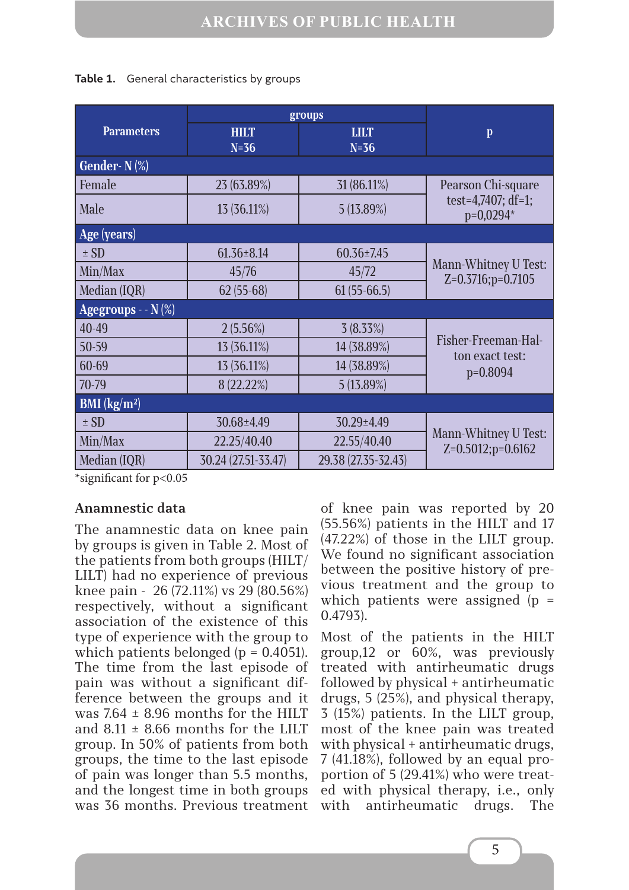**Table 1.** General characteristics by groups

| Parameters | groups | | p |
|---|---|---|---|
| | HILT N=36 | LILT N=36 | |
| **Gender- N (%)** | | | |
| Female | 23 (63.89%) | 31 (86.11%) | Pearson Chi-square test=4,7407; df=1; p=0,0294* |
| Male | 13 (36.11%) | 5 (13.89%) | |
| **Age (years)** | | | |
| ± SD | 61.36±8.14 | 60.36±7.45 | Mann-Whitney U Test: Z=0.3716;p=0.7105 |
| Min/Max | 45/76 | 45/72 | |
| Median (IQR) | 62 (55-68) | 61 (55-66.5) | |
| **Agegroups - - N (%)** | | | |
| 40-49 | 2 (5.56%) | 3 (8.33%) | Fisher-Freeman-Halton exact test: p=0.8094 |
| 50-59 | 13 (36.11%) | 14 (38.89%) | |
| 60-69 | 13 (36.11%) | 14 (38.89%) | |
| 70-79 | 8 (22.22%) | 5 (13.89%) | |
| **BMI (kg/m²)** | | | |
| ± SD | 30.68±4.49 | 30.29±4.49 | Mann-Whitney U Test: Z=0.5012;p=0.6162 |
| Min/Max | 22.25/40.40 | 22.55/40.40 | |
| Median (IQR) | 30.24 (27.51-33.47) | 29.38 (27.35-32.43) | |

*significant for p<0.05

### Anamnestic data

The anamnestic data on knee pain by groups is given in Table 2. Most of the patients from both groups (HILT/LILT) had no experience of previous knee pain - 26 (72.11%) vs 29 (80.56%) respectively, without a significant association of the existence of this type of experience with the group to which patients belonged (p = 0.4051). The time from the last episode of pain was without a significant difference between the groups and it was 7.64 ± 8.96 months for the HILT and 8.11 ± 8.66 months for the LILT group. In 50% of patients from both groups, the time to the last episode of pain was longer than 5.5 months, and the longest time in both groups was 36 months. Previous treatment of knee pain was reported by 20 (55.56%) patients in the HILT and 17 (47.22%) of those in the LILT group. We found no significant association between the positive history of previous treatment and the group to which patients were assigned (p = 0.4793).

Most of the patients in the HILT group,12 or 60%, was previously treated with antirheumatic drugs followed by physical + antirheumatic drugs, 5 (25%), and physical therapy, 3 (15%) patients. In the LILT group, most of the knee pain was treated with physical + antirheumatic drugs, 7 (41.18%), followed by an equal proportion of 5 (29.41%) who were treated with physical therapy, i.e., only with antirheumatic drugs. The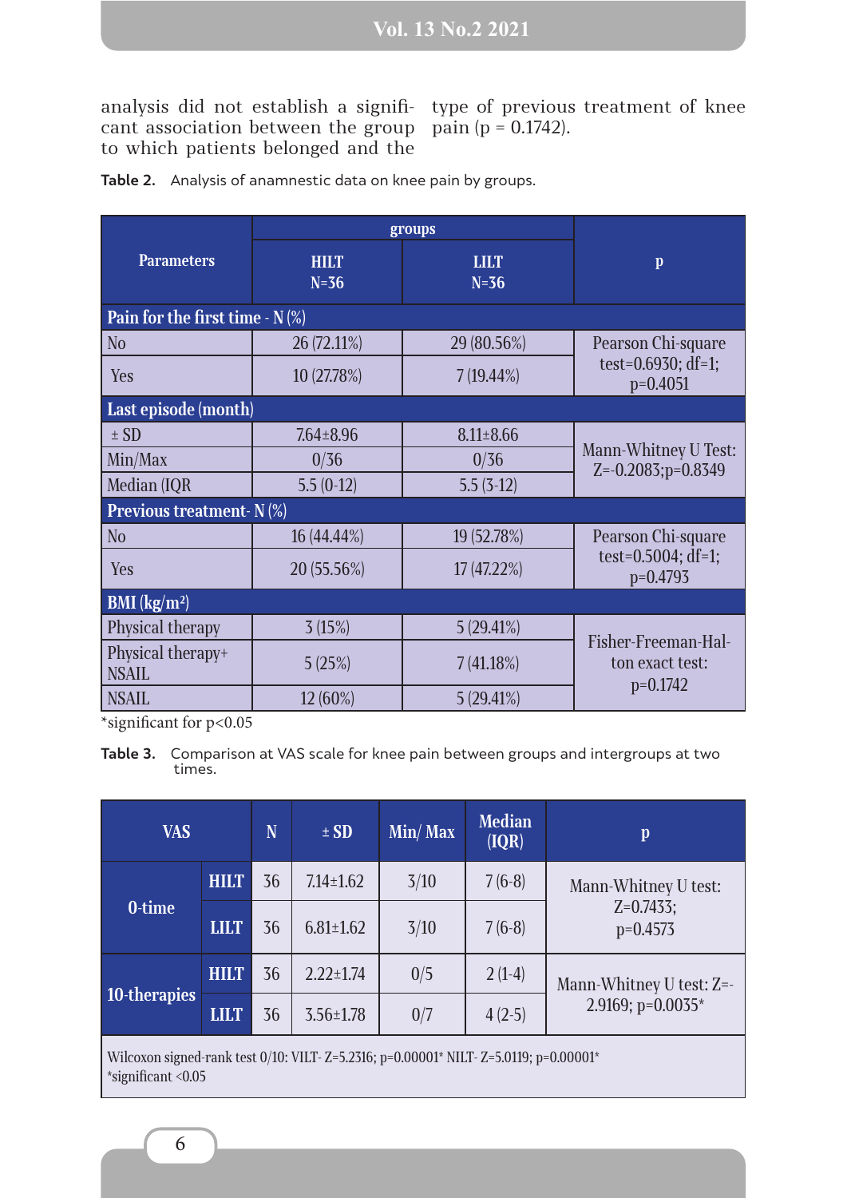analysis did not establish a significant association between the group to which patients belonged and the type of previous treatment of knee pain (p = 0.1742).

**Table 2.** Analysis of anamnestic data on knee pain by groups.

| Parameters | groups | | p |
|---|---|---|---|
| | HILT N=36 | LILT N=36 | |
| **Pain for the first time - N (%)** | | | |
| No | 26 (72.11%) | 29 (80.56%) | Pearson Chi-square test=0.6930; df=1; p=0.4051 |
| Yes | 10 (27.78%) | 7 (19.44%) | |
| **Last episode (month)** | | | |
| ± SD | 7.64±8.96 | 8.11±8.66 | Mann-Whitney U Test: Z=-0.2083;p=0.8349 |
| Min/Max | 0/36 | 0/36 | |
| Median (IQR | 5.5 (0-12) | 5.5 (3-12) | |
| **Previous treatment- N (%)** | | | |
| No | 16 (44.44%) | 19 (52.78%) | Pearson Chi-square test=0.5004; df=1; p=0.4793 |
| Yes | 20 (55.56%) | 17 (47.22%) | |
| **BMI (kg/m²)** | | | |
| Physical therapy | 3 (15%) | 5 (29.41%) | Fisher-Freeman-Halton exact test: p=0.1742 |
| Physical therapy+ NSAIL | 5 (25%) | 7 (41.18%) | |
| NSAIL | 12 (60%) | 5 (29.41%) | |

*significant for p<0.05

**Table 3.** Comparison at VAS scale for knee pain between groups and intergroups at two times.

| VAS | | N | ± SD | Min/ Max | Median (IQR) | p |
|---|---|---|---|---|---|---|
| 0-time | HILT | 36 | 7.14±1.62 | 3/10 | 7 (6-8) | Mann-Whitney U test: Z=0.7433; p=0.4573 |
| | LILT | 36 | 6.81±1.62 | 3/10 | 7 (6-8) | |
| 10-therapies | HILT | 36 | 2.22±1.74 | 0/5 | 2 (1-4) | Mann-Whitney U test: Z=-2.9169; p=0.0035* |
| | LILT | 36 | 3.56±1.78 | 0/7 | 4 (2-5) | |

Wilcoxon signed-rank test 0/10: VILT- Z=5.2316; p=0.00001* NILT- Z=5.0119; p=0.00001*
*significant <0.05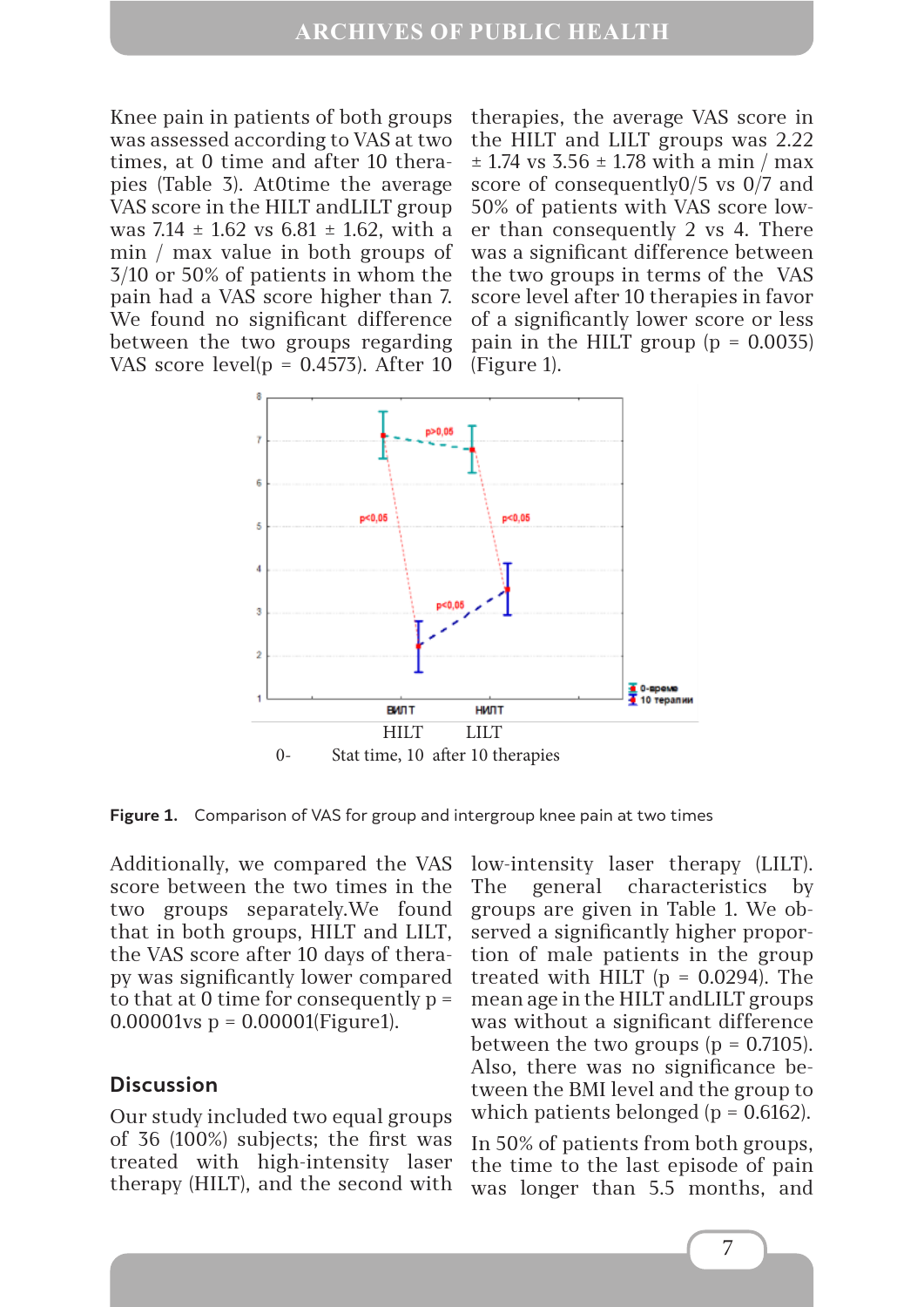Knee pain in patients of both groups was assessed according to VAS at two times, at 0 time and after 10 therapies (Table 3). At0time the average VAS score in the HILT andLILT group was 7.14 ± 1.62 vs 6.81 ± 1.62, with a min / max value in both groups of 3/10 or 50% of patients in whom the pain had a VAS score higher than 7. We found no significant difference between the two groups regarding VAS score level(p = 0.4573). After 10 therapies, the average VAS score in the HILT and LILT groups was 2.22 ± 1.74 vs 3.56 ± 1.78 with a min / max score of consequently0/5 vs 0/7 and 50% of patients with VAS score lower than consequently 2 vs 4. There was a significant difference between the two groups in terms of the VAS score level after 10 therapies in favor of a significantly lower score or less pain in the HILT group (p = 0.0035) (Figure 1).

HILT LILT

0- Stat time, 10 after 10 therapies

**Figure 1.** Comparison of VAS for group and intergroup knee pain at two times

Additionally, we compared the VAS score between the two times in the two groups separately.We found that in both groups, HILT and LILT, the VAS score after 10 days of therapy was significantly lower compared to that at 0 time for consequently p = 0.00001vs p = 0.00001(Figure1).

## Discussion

Our study included two equal groups of 36 (100%) subjects; the first was treated with high-intensity laser therapy (HILT), and the second with low-intensity laser therapy (LILT). The general characteristics by groups are given in Table 1. We observed a significantly higher proportion of male patients in the group treated with HILT (p = 0.0294). The mean age in the HILT andLILT groups was without a significant difference between the two groups (p = 0.7105). Also, there was no significance between the BMI level and the group to which patients belonged (p = 0.6162).

In 50% of patients from both groups, the time to the last episode of pain was longer than 5.5 months, and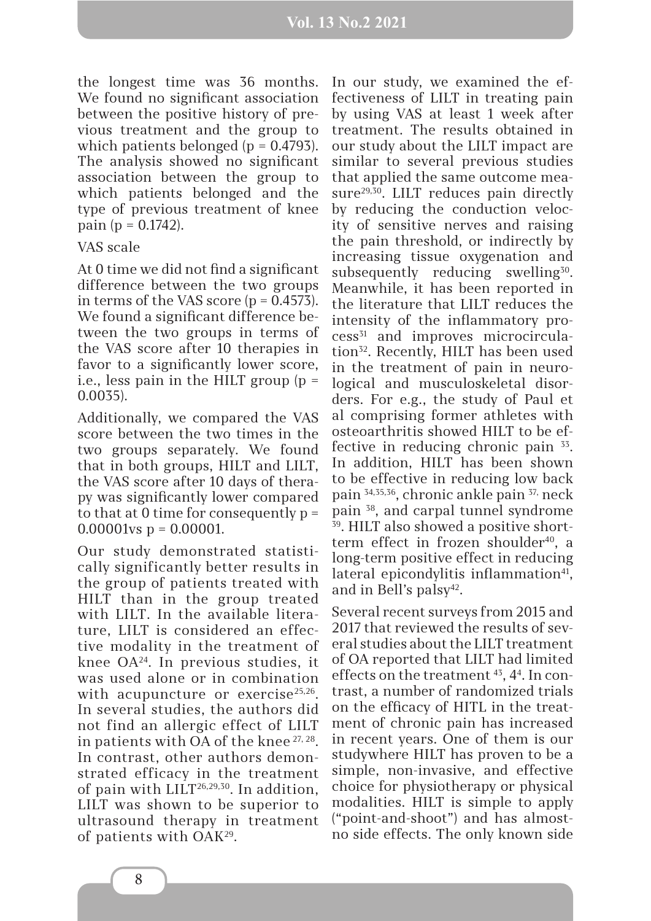the longest time was 36 months. We found no significant association between the positive history of previous treatment and the group to which patients belonged ($p = 0.4793$). The analysis showed no significant association between the group to which patients belonged and the type of previous treatment of knee pain ($p = 0.1742$).

VAS scale

At 0 time we did not find a significant difference between the two groups in terms of the VAS score ($p = 0.4573$). We found a significant difference between the two groups in terms of the VAS score after 10 therapies in favor to a significantly lower score, i.e., less pain in the HILT group ($p = 0.0035$).

Additionally, we compared the VAS score between the two times in the two groups separately. We found that in both groups, HILT and LILT, the VAS score after 10 days of therapy was significantly lower compared to that at 0 time for consequently $p = 0.00001$vs $p = 0.00001$.

Our study demonstrated statistically significantly better results in the group of patients treated with HILT than in the group treated with LILT. In the available literature, LILT is considered an effective modality in the treatment of knee OA[24]. In previous studies, it was used alone or in combination with acupuncture or exercise[25,26]. In several studies, the authors did not find an allergic effect of LILT in patients with OA of the knee [27, 28]. In contrast, other authors demonstrated efficacy in the treatment of pain with LILT[26,29,30]. In addition, LILT was shown to be superior to ultrasound therapy in treatment of patients with OAK[29].

In our study, we examined the effectiveness of LILT in treating pain by using VAS at least 1 week after treatment. The results obtained in our study about the LILT impact are similar to several previous studies that applied the same outcome measure[29,30]. LILT reduces pain directly by reducing the conduction velocity of sensitive nerves and raising the pain threshold, or indirectly by increasing tissue oxygenation and subsequently reducing swelling[30]. Meanwhile, it has been reported in the literature that LILT reduces the intensity of the inflammatory process[31] and improves microcirculation[32]. Recently, HILT has been used in the treatment of pain in neurological and musculoskeletal disorders. For e.g., the study of Paul et al comprising former athletes with osteoarthritis showed HILT to be effective in reducing chronic pain [33]. In addition, HILT has been shown to be effective in reducing low back pain [34,35,36], chronic ankle pain [37,] neck pain [38], and carpal tunnel syndrome [39]. HILT also showed a positive short-term effect in frozen shoulder[40], a long-term positive effect in reducing lateral epicondylitis inflammation[41], and in Bell's palsy[42].

Several recent surveys from 2015 and 2017 that reviewed the results of several studies about the LILT treatment of OA reported that LILT had limited effects on the treatment [43], 4[4]. In contrast, a number of randomized trials on the efficacy of HITL in the treatment of chronic pain has increased in recent years. One of them is our studywhere HILT has proven to be a simple, non-invasive, and effective choice for physiotherapy or physical modalities. HILT is simple to apply ("point-and-shoot") and has almost-no side effects. The only known side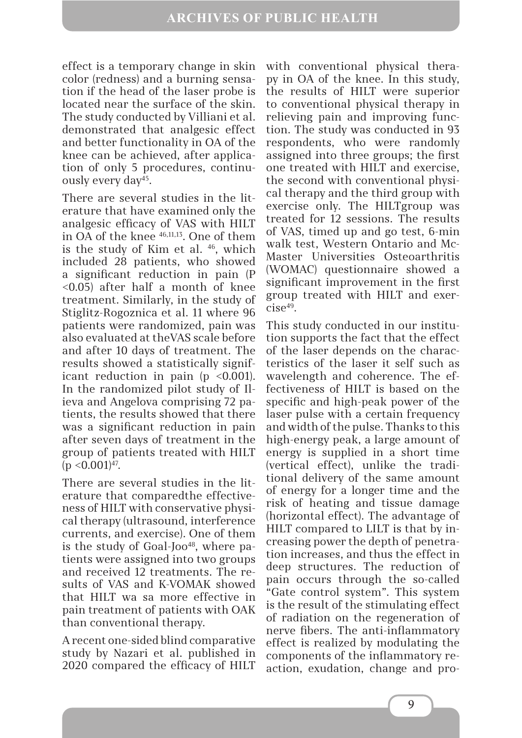effect is a temporary change in skin color (redness) and a burning sensation if the head of the laser probe is located near the surface of the skin. The study conducted by Villiani et al. demonstrated that analgesic effect and better functionality in OA of the knee can be achieved, after application of only 5 procedures, continuously every day[45].

There are several studies in the literature that have examined only the analgesic efficacy of VAS with HILT in OA of the knee [46,11,13]. One of them is the study of Kim et al. [46], which included 28 patients, who showed a significant reduction in pain ($P < 0.05$) after half a month of knee treatment. Similarly, in the study of Stiglitz-Rogoznica et al. 11 where 96 patients were randomized, pain was also evaluated at theVAS scale before and after 10 days of treatment. The results showed a statistically significant reduction in pain ($p < 0.001$). In the randomized pilot study of Ilieva and Angelova comprising 72 patients, the results showed that there was a significant reduction in pain after seven days of treatment in the group of patients treated with HILT ($p < 0.001$)[47].

There are several studies in the literature that comparedthe effectiveness of HILT with conservative physical therapy (ultrasound, interference currents, and exercise). One of them is the study of Goal-Joo[48], where patients were assigned into two groups and received 12 treatments. The results of VAS and K-VOMAK showed that HILT wa sa more effective in pain treatment of patients with OAK than conventional therapy.

A recent one-sided blind comparative study by Nazari et al. published in 2020 compared the efficacy of HILT with conventional physical therapy in OA of the knee. In this study, the results of HILT were superior to conventional physical therapy in relieving pain and improving function. The study was conducted in 93 respondents, who were randomly assigned into three groups; the first one treated with HILT and exercise, the second with conventional physical therapy and the third group with exercise only. The HILTgroup was treated for 12 sessions. The results of VAS, timed up and go test, 6-min walk test, Western Ontario and McMaster Universities Osteoarthritis (WOMAC) questionnaire showed a significant improvement in the first group treated with HILT and exercise[49].

This study conducted in our institution supports the fact that the effect of the laser depends on the characteristics of the laser it self such as wavelength and coherence. The effectiveness of HILT is based on the specific and high-peak power of the laser pulse with a certain frequency and width of the pulse. Thanks to this high-energy peak, a large amount of energy is supplied in a short time (vertical effect), unlike the traditional delivery of the same amount of energy for a longer time and the risk of heating and tissue damage (horizontal effect). The advantage of HILT compared to LILT is that by increasing power the depth of penetration increases, and thus the effect in deep structures. The reduction of pain occurs through the so-called "Gate control system". This system is the result of the stimulating effect of radiation on the regeneration of nerve fibers. The anti-inflammatory effect is realized by modulating the components of the inflammatory reaction, exudation, change and pro-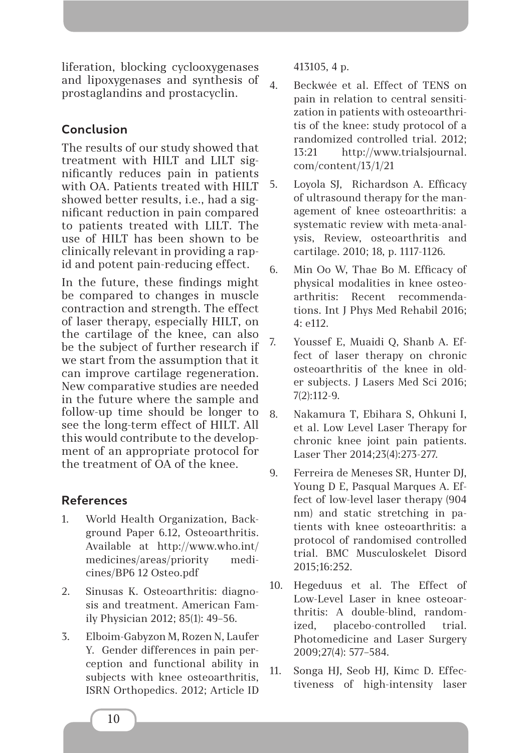liferation, blocking cyclooxygenases and lipoxygenases and synthesis of prostaglandins and prostacyclin.

## Conclusion

The results of our study showed that treatment with HILT and LILT significantly reduces pain in patients with OA. Patients treated with HILT showed better results, i.e., had a significant reduction in pain compared to patients treated with LILT. The use of HILT has been shown to be clinically relevant in providing a rapid and potent pain-reducing effect.

In the future, these findings might be compared to changes in muscle contraction and strength. The effect of laser therapy, especially HILT, on the cartilage of the knee, can also be the subject of further research if we start from the assumption that it can improve cartilage regeneration. New comparative studies are needed in the future where the sample and follow-up time should be longer to see the long-term effect of HILT. All this would contribute to the development of an appropriate protocol for the treatment of OA of the knee.

## References

1. World Health Organization, Background Paper 6.12, Osteoarthritis. Available at http://www.who.int/medicines/areas/priority medicines/BP6 12 Osteo.pdf
2. Sinusas K. Osteoarthritis: diagnosis and treatment. American Family Physician 2012; 85(1): 49–56.
3. Elboim-Gabyzon M, Rozen N, Laufer Y. Gender differences in pain perception and functional ability in subjects with knee osteoarthritis, ISRN Orthopedics. 2012; Article ID 413105, 4 p.
4. Beckwée et al. Effect of TENS on pain in relation to central sensitization in patients with osteoarthritis of the knee: study protocol of a randomized controlled trial. 2012; 13:21 http://www.trialsjournal.com/content/13/1/21
5. Loyola SJ, Richardson A. Efficacy of ultrasound therapy for the management of knee osteoarthritis: a systematic review with meta-analysis, Review, osteoarthritis and cartilage. 2010; 18, p. 1117-1126.
6. Min Oo W, Thae Bo M. Efficacy of physical modalities in knee osteoarthritis: Recent recommendations. Int J Phys Med Rehabil 2016; 4: e112.
7. Youssef E, Muaidi Q, Shanb A. Effect of laser therapy on chronic osteoarthritis of the knee in older subjects. J Lasers Med Sci 2016; 7(2):112-9.
8. Nakamura T, Ebihara S, Ohkuni I, et al. Low Level Laser Therapy for chronic knee joint pain patients. Laser Ther 2014;23(4):273-277.
9. Ferreira de Meneses SR, Hunter DJ, Young D E, Pasqual Marques A. Effect of low-level laser therapy (904 nm) and static stretching in patients with knee osteoarthritis: a protocol of randomised controlled trial. BMC Musculoskelet Disord 2015;16:252.
10. Hegeduus et al. The Effect of Low-Level Laser in knee osteoarthritis: A double-blind, randomized, placebo-controlled trial. Photomedicine and Laser Surgery 2009;27(4): 577–584.
11. Songa HJ, Seob HJ, Kimc D. Effectiveness of high-intensity laser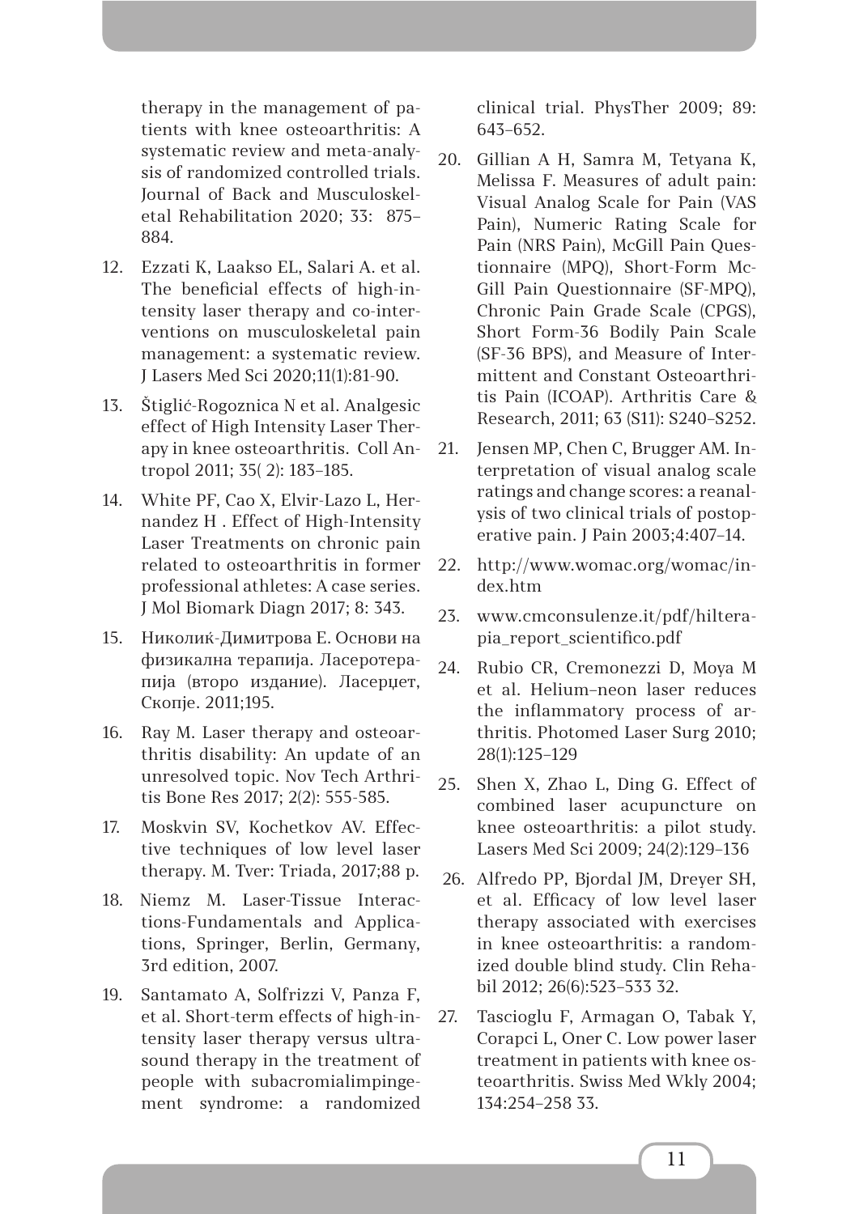therapy in the management of patients with knee osteoarthritis: A systematic review and meta-analysis of randomized controlled trials. Journal of Back and Musculoskeletal Rehabilitation 2020; 33: 875–884.

12. Ezzati K, Laakso EL, Salari A. et al. The beneficial effects of high-intensity laser therapy and co-interventions on musculoskeletal pain management: a systematic review. J Lasers Med Sci 2020;11(1):81-90.

13. Štiglić-Rogoznica N et al. Analgesic effect of High Intensity Laser Therapy in knee osteoarthritis. Coll Antropol 2011; 35( 2): 183–185.

14. White PF, Cao X, Elvir-Lazo L, Hernandez H . Effect of High-Intensity Laser Treatments on chronic pain related to osteoarthritis in former professional athletes: A case series. J Mol Biomark Diagn 2017; 8: 343.

15. Николиќ-Димитрова Е. Основи на физикална терапија. Ласеротерапија (второ издание). Ласерџет, Скопје. 2011;195.

16. Ray M. Laser therapy and osteoarthritis disability: An update of an unresolved topic. Nov Tech Arthritis Bone Res 2017; 2(2): 555-585.

17. Moskvin SV, Kochetkov AV. Effective techniques of low level laser therapy. M. Tver: Triada, 2017;88 p.

18. Niemz M. Laser-Tissue Interactions-Fundamentals and Applications, Springer, Berlin, Germany, 3rd edition, 2007.

19. Santamato A, Solfrizzi V, Panza F, et al. Short-term effects of high-intensity laser therapy versus ultrasound therapy in the treatment of people with subacromialimpingement syndrome: a randomized clinical trial. PhysTher 2009; 89: 643–652.

20. Gillian A H, Samra M, Tetyana K, Melissa F. Measures of adult pain: Visual Analog Scale for Pain (VAS Pain), Numeric Rating Scale for Pain (NRS Pain), McGill Pain Questionnaire (MPQ), Short-Form McGill Pain Questionnaire (SF-MPQ), Chronic Pain Grade Scale (CPGS), Short Form-36 Bodily Pain Scale (SF-36 BPS), and Measure of Intermittent and Constant Osteoarthritis Pain (ICOAP). Arthritis Care & Research, 2011; 63 (S11): S240–S252.

21. Jensen MP, Chen C, Brugger AM. Interpretation of visual analog scale ratings and change scores: a reanalysis of two clinical trials of postoperative pain. J Pain 2003;4:407–14.

22. http://www.womac.org/womac/index.htm

23. www.cmconsulenze.it/pdf/hilterapia_report_scientifico.pdf

24. Rubio CR, Cremonezzi D, Moya M et al. Helium–neon laser reduces the inflammatory process of arthritis. Photomed Laser Surg 2010; 28(1):125–129

25. Shen X, Zhao L, Ding G. Effect of combined laser acupuncture on knee osteoarthritis: a pilot study. Lasers Med Sci 2009; 24(2):129–136

26. Alfredo PP, Bjordal JM, Dreyer SH, et al. Efficacy of low level laser therapy associated with exercises in knee osteoarthritis: a randomized double blind study. Clin Rehabil 2012; 26(6):523–533 32.

27. Tascioglu F, Armagan O, Tabak Y, Corapci L, Oner C. Low power laser treatment in patients with knee osteoarthritis. Swiss Med Wkly 2004; 134:254–258 33.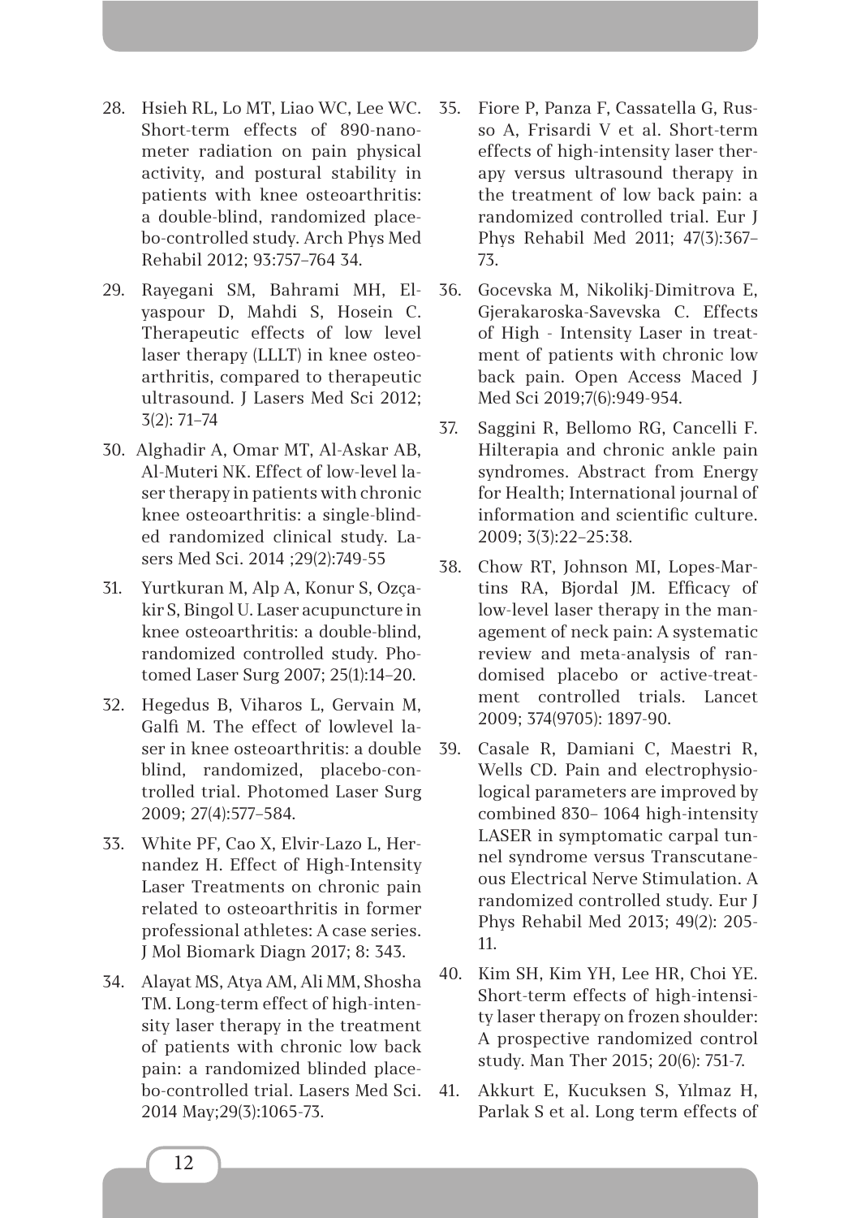28. Hsieh RL, Lo MT, Liao WC, Lee WC. Short-term effects of 890-nanometer radiation on pain physical activity, and postural stability in patients with knee osteoarthritis: a double-blind, randomized placebo-controlled study. Arch Phys Med Rehabil 2012; 93:757–764 34.

29. Rayegani SM, Bahrami MH, Elyaspour D, Mahdi S, Hosein C. Therapeutic effects of low level laser therapy (LLLT) in knee osteoarthritis, compared to therapeutic ultrasound. J Lasers Med Sci 2012; 3(2): 71–74

30. Alghadir A, Omar MT, Al-Askar AB, Al-Muteri NK. Effect of low-level laser therapy in patients with chronic knee osteoarthritis: a single-blinded randomized clinical study. Lasers Med Sci. 2014 ;29(2):749-55

31. Yurtkuran M, Alp A, Konur S, Ozçakir S, Bingol U. Laser acupuncture in knee osteoarthritis: a double-blind, randomized controlled study. Photomed Laser Surg 2007; 25(1):14–20.

32. Hegedus B, Viharos L, Gervain M, Galfi M. The effect of lowlevel laser in knee osteoarthritis: a double blind, randomized, placebo-controlled trial. Photomed Laser Surg 2009; 27(4):577–584.

33. White PF, Cao X, Elvir-Lazo L, Hernandez H. Effect of High-Intensity Laser Treatments on chronic pain related to osteoarthritis in former professional athletes: A case series. J Mol Biomark Diagn 2017; 8: 343.

34. Alayat MS, Atya AM, Ali MM, Shosha TM. Long-term effect of high-intensity laser therapy in the treatment of patients with chronic low back pain: a randomized blinded placebo-controlled trial. Lasers Med Sci. 2014 May;29(3):1065-73.

35. Fiore P, Panza F, Cassatella G, Russo A, Frisardi V et al. Short-term effects of high-intensity laser therapy versus ultrasound therapy in the treatment of low back pain: a randomized controlled trial. Eur J Phys Rehabil Med 2011; 47(3):367–73.

36. Gocevska M, Nikolikj-Dimitrova E, Gjerakaroska-Savevska C. Effects of High - Intensity Laser in treatment of patients with chronic low back pain. Open Access Maced J Med Sci 2019;7(6):949-954.

37. Saggini R, Bellomo RG, Cancelli F. Hilterapia and chronic ankle pain syndromes. Abstract from Energy for Health; International journal of information and scientific culture. 2009; 3(3):22–25:38.

38. Chow RT, Johnson MI, Lopes-Martins RA, Bjordal JM. Efficacy of low-level laser therapy in the management of neck pain: A systematic review and meta-analysis of randomised placebo or active-treatment controlled trials. Lancet 2009; 374(9705): 1897-90.

39. Casale R, Damiani C, Maestri R, Wells CD. Pain and electrophysiological parameters are improved by combined 830– 1064 high-intensity LASER in symptomatic carpal tunnel syndrome versus Transcutaneous Electrical Nerve Stimulation. A randomized controlled study. Eur J Phys Rehabil Med 2013; 49(2): 205-11.

40. Kim SH, Kim YH, Lee HR, Choi YE. Short-term effects of high-intensity laser therapy on frozen shoulder: A prospective randomized control study. Man Ther 2015; 20(6): 751-7.

41. Akkurt E, Kucuksen S, Yılmaz H, Parlak S et al. Long term effects of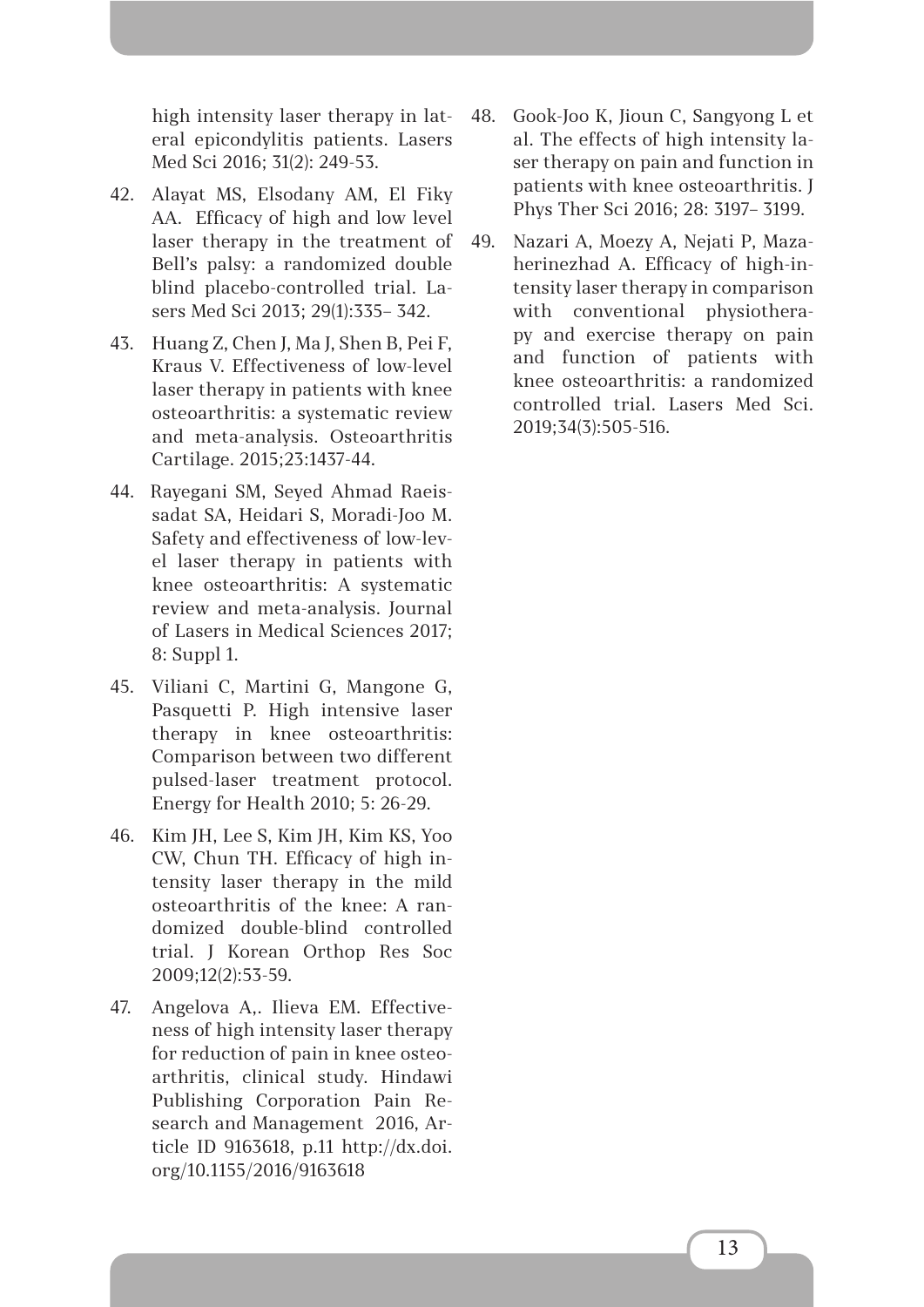high intensity laser therapy in lateral epicondylitis patients. Lasers Med Sci 2016; 31(2): 249-53.

42. Alayat MS, Elsodany AM, El Fiky AA. Efficacy of high and low level laser therapy in the treatment of Bell's palsy: a randomized double blind placebo-controlled trial. Lasers Med Sci 2013; 29(1):335– 342.

43. Huang Z, Chen J, Ma J, Shen B, Pei F, Kraus V. Effectiveness of low-level laser therapy in patients with knee osteoarthritis: a systematic review and meta-analysis. Osteoarthritis Cartilage. 2015;23:1437-44.

44. Rayegani SM, Seyed Ahmad Raeissadat SA, Heidari S, Moradi-Joo M. Safety and effectiveness of low-level laser therapy in patients with knee osteoarthritis: A systematic review and meta-analysis. Journal of Lasers in Medical Sciences 2017; 8: Suppl 1.

45. Viliani C, Martini G, Mangone G, Pasquetti P. High intensive laser therapy in knee osteoarthritis: Comparison between two different pulsed-laser treatment protocol. Energy for Health 2010; 5: 26-29.

46. Kim JH, Lee S, Kim JH, Kim KS, Yoo CW, Chun TH. Efficacy of high intensity laser therapy in the mild osteoarthritis of the knee: A randomized double-blind controlled trial. J Korean Orthop Res Soc 2009;12(2):53-59.

47. Angelova A,. Ilieva EM. Effectiveness of high intensity laser therapy for reduction of pain in knee osteoarthritis, clinical study. Hindawi Publishing Corporation Pain Research and Management 2016, Article ID 9163618, p.11 http://dx.doi.org/10.1155/2016/9163618

48. Gook-Joo K, Jioun C, Sangyong L et al. The effects of high intensity laser therapy on pain and function in patients with knee osteoarthritis. J Phys Ther Sci 2016; 28: 3197– 3199.

49. Nazari A, Moezy A, Nejati P, Mazaherinezhad A. Efficacy of high-intensity laser therapy in comparison with conventional physiotherapy and exercise therapy on pain and function of patients with knee osteoarthritis: a randomized controlled trial. Lasers Med Sci. 2019;34(3):505-516.